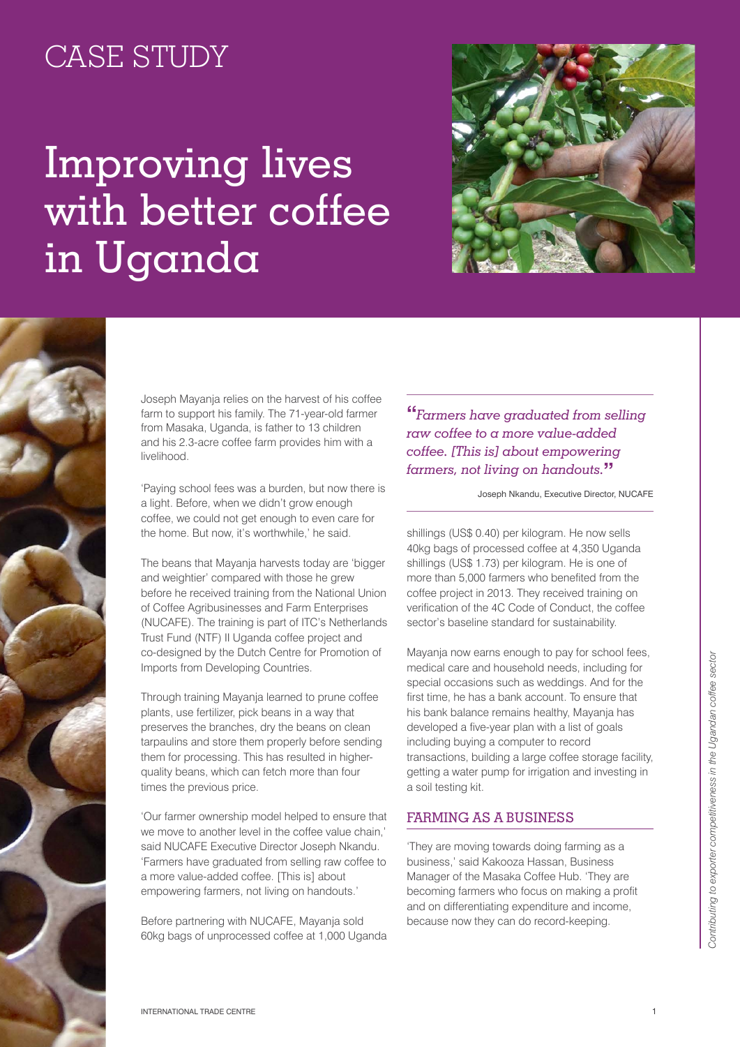CASE STUDY

# Improving lives with better coffee in Uganda

Joseph Mayanja relies on the harvest of his coffee farm to support his family. The 71-year-old farmer from Masaka, Uganda, is father to 13 children and his 2.3-acre coffee farm provides him with a livelihood.

'Paying school fees was a burden, but now there is a light. Before, when we didn't grow enough coffee, we could not get enough to even care for the home. But now, it's worthwhile,' he said.

The beans that Mayanja harvests today are 'bigger and weightier' compared with those he grew before he received training from the National Union of Coffee Agribusinesses and Farm Enterprises (NUCAFE). The training is part of ITC's Netherlands Trust Fund (NTF) II Uganda coffee project and co-designed by the Dutch Centre for Promotion of Imports from Developing Countries.

Through training Mayanja learned to prune coffee plants, use fertilizer, pick beans in a way that preserves the branches, dry the beans on clean tarpaulins and store them properly before sending them for processing. This has resulted in higher-quality beans, which can fetch more than four times the previous price.

'Our farmer ownership model helped to ensure that we move to another level in the coffee value chain,' said NUCAFE Executive Director Joseph Nkandu. 'Farmers have graduated from selling raw coffee to a more value-added coffee. [This is] about empowering farmers, not living on handouts.'

> *"Farmers have graduated from selling raw coffee to a more value-added coffee. [This is] about empowering farmers, not living on handouts."*
>
> Joseph Nkandu, Executive Director, NUCAFE

Before partnering with NUCAFE, Mayanja sold 60kg bags of unprocessed coffee at 1,000 Uganda shillings (US$ 0.40) per kilogram. He now sells 40kg bags of processed coffee at 4,350 Uganda shillings (US$ 1.73) per kilogram. He is one of more than 5,000 farmers who benefited from the coffee project in 2013. They received training on verification of the 4C Code of Conduct, the coffee sector's baseline standard for sustainability.

Mayanja now earns enough to pay for school fees, medical care and household needs, including for special occasions such as weddings. And for the first time, he has a bank account. To ensure that his bank balance remains healthy, Mayanja has developed a five-year plan with a list of goals including buying a computer to record transactions, building a large coffee storage facility, getting a water pump for irrigation and investing in a soil testing kit.

## FARMING AS A BUSINESS

'They are moving towards doing farming as a business,' said Kakooza Hassan, Business Manager of the Masaka Coffee Hub. 'They are becoming farmers who focus on making a profit and on differentiating expenditure and income, because now they can do record-keeping.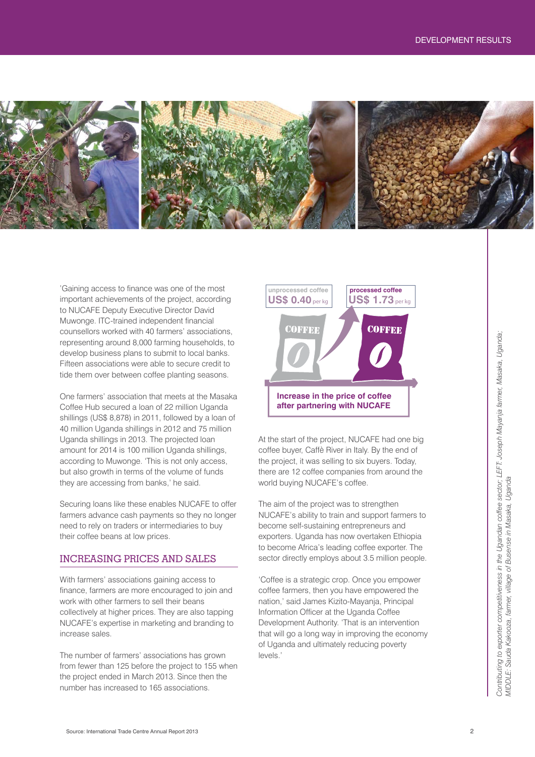'Gaining access to finance was one of the most important achievements of the project, according to NUCAFE Deputy Executive Director David Muwonge. ITC-trained independent financial counsellors worked with 40 farmers' associations, representing around 8,000 farming households, to develop business plans to submit to local banks. Fifteen associations were able to secure credit to tide them over between coffee planting seasons.

One farmers' association that meets at the Masaka Coffee Hub secured a loan of 22 million Uganda shillings (US$ 8,878) in 2011, followed by a loan of 40 million Uganda shillings in 2012 and 75 million Uganda shillings in 2013. The projected loan amount for 2014 is 100 million Uganda shillings, according to Muwonge. 'This is not only access, but also growth in terms of the volume of funds they are accessing from banks,' he said.

Securing loans like these enables NUCAFE to offer farmers advance cash payments so they no longer need to rely on traders or intermediaries to buy their coffee beans at low prices.

## INCREASING PRICES AND SALES

With farmers' associations gaining access to finance, farmers are more encouraged to join and work with other farmers to sell their beans collectively at higher prices. They are also tapping NUCAFE's expertise in marketing and branding to increase sales.

The number of farmers' associations has grown from fewer than 125 before the project to 155 when the project ended in March 2013. Since then the number has increased to 165 associations.

unprocessed coffee
US$ 0.40 per kg

processed coffee
US$ 1.73 per kg

COFFEE

COFFEE

**Increase in the price of coffee after partnering with NUCAFE**

At the start of the project, NUCAFE had one big coffee buyer, Caffè River in Italy. By the end of the project, it was selling to six buyers. Today, there are 12 coffee companies from around the world buying NUCAFE's coffee.

The aim of the project was to strengthen NUCAFE's ability to train and support farmers to become self-sustaining entrepreneurs and exporters. Uganda has now overtaken Ethiopia to become Africa's leading coffee exporter. The sector directly employs about 3.5 million people.

'Coffee is a strategic crop. Once you empower coffee farmers, then you have empowered the nation,' said James Kizito-Mayanja, Principal Information Officer at the Uganda Coffee Development Authority. 'That is an intervention that will go a long way in improving the economy of Uganda and ultimately reducing poverty levels.'

*Contributing to exporter competitiveness in the Ugandan coffee sector; LEFT: Joseph Mayanja farmer, Masaka, Uganda; MIDDLE: Sauda Kakooza, farmer, village of Busense in Masaka, Uganda*

Source: International Trade Centre Annual Report 2013